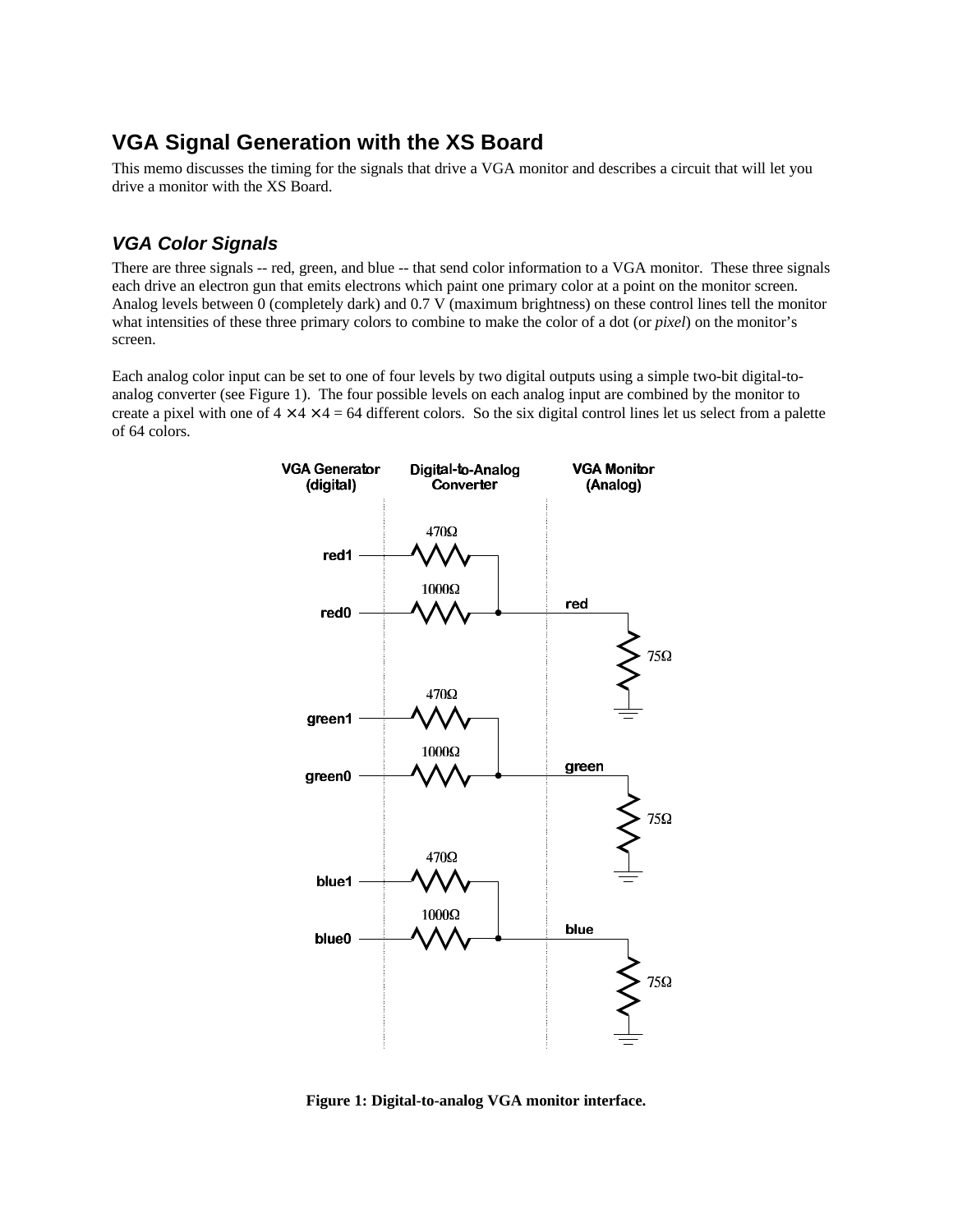# VGA Signal Generation with the XS Board

This memo discusses the timing for the signals that drive a VGA monitor and describes a circuit that will let you drive a monitor with the XS Board.

## *VGA Color Signals*

There are three signals -- red, green, and blue -- that send color information to a VGA monitor. These three signals each drive an electron gun that emits electrons which paint one primary color at a point on the monitor screen. Analog levels between 0 (completely dark) and 0.7 V (maximum brightness) on these control lines tell the monitor what intensities of these three primary colors to combine to make the color of a dot (or *pixel*) on the monitor's screen.

Each analog color input can be set to one of four levels by two digital outputs using a simple two-bit digital-to-analog converter (see Figure 1). The four possible levels on each analog input are combined by the monitor to create a pixel with one of $4 \times 4 \times 4 = 64$ different colors. So the six digital control lines let us select from a palette of 64 colors.

**Figure 1: Digital-to-analog VGA monitor interface.**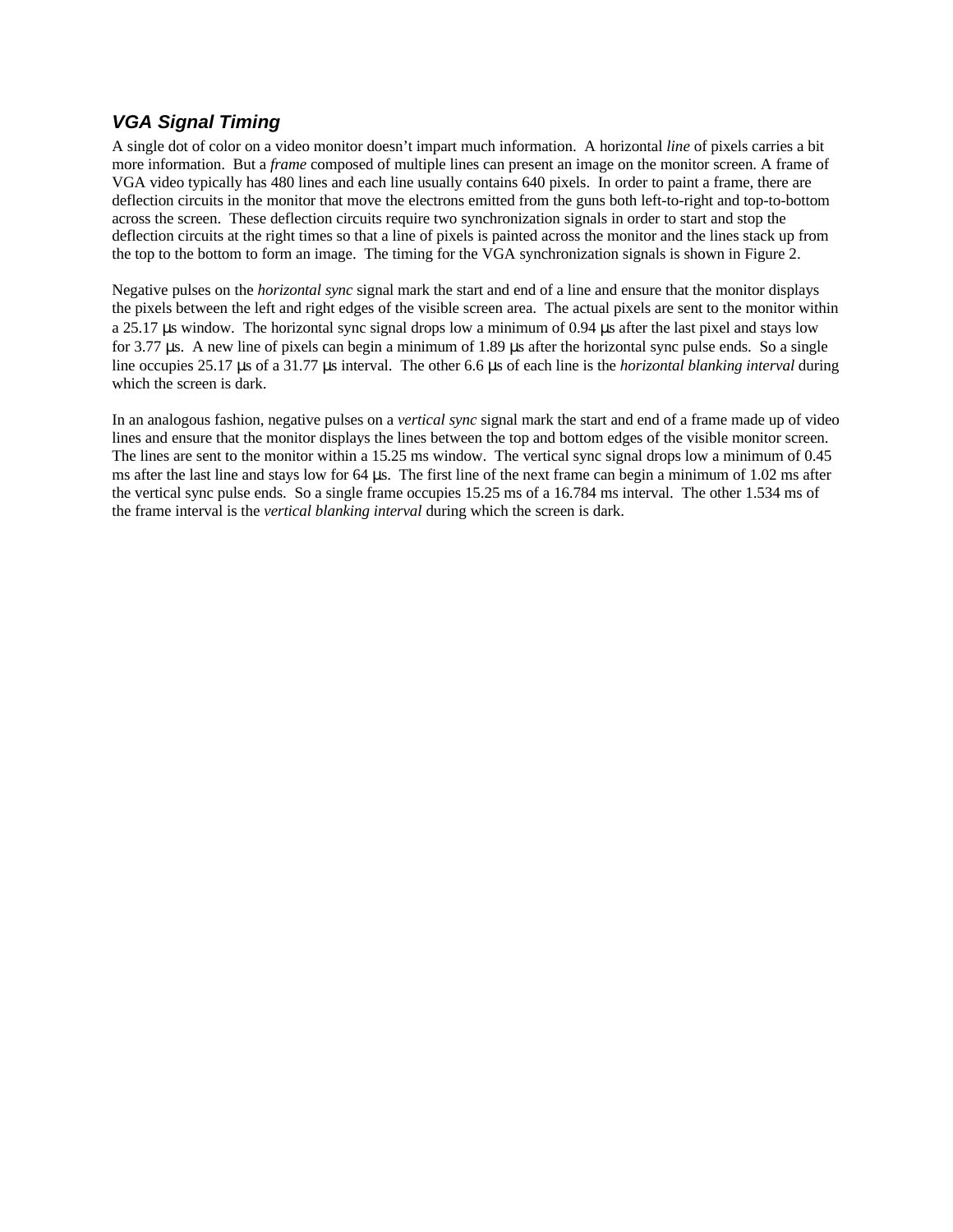### *VGA Signal Timing*

A single dot of color on a video monitor doesn't impart much information. A horizontal *line* of pixels carries a bit more information. But a *frame* composed of multiple lines can present an image on the monitor screen. A frame of VGA video typically has 480 lines and each line usually contains 640 pixels. In order to paint a frame, there are deflection circuits in the monitor that move the electrons emitted from the guns both left-to-right and top-to-bottom across the screen. These deflection circuits require two synchronization signals in order to start and stop the deflection circuits at the right times so that a line of pixels is painted across the monitor and the lines stack up from the top to the bottom to form an image. The timing for the VGA synchronization signals is shown in Figure 2.

Negative pulses on the *horizontal sync* signal mark the start and end of a line and ensure that the monitor displays the pixels between the left and right edges of the visible screen area. The actual pixels are sent to the monitor within a 25.17 µs window. The horizontal sync signal drops low a minimum of 0.94 µs after the last pixel and stays low for 3.77 µs. A new line of pixels can begin a minimum of 1.89 µs after the horizontal sync pulse ends. So a single line occupies 25.17 µs of a 31.77 µs interval. The other 6.6 µs of each line is the *horizontal blanking interval* during which the screen is dark.

In an analogous fashion, negative pulses on a *vertical sync* signal mark the start and end of a frame made up of video lines and ensure that the monitor displays the lines between the top and bottom edges of the visible monitor screen. The lines are sent to the monitor within a 15.25 ms window. The vertical sync signal drops low a minimum of 0.45 ms after the last line and stays low for 64 µs. The first line of the next frame can begin a minimum of 1.02 ms after the vertical sync pulse ends. So a single frame occupies 15.25 ms of a 16.784 ms interval. The other 1.534 ms of the frame interval is the *vertical blanking interval* during which the screen is dark.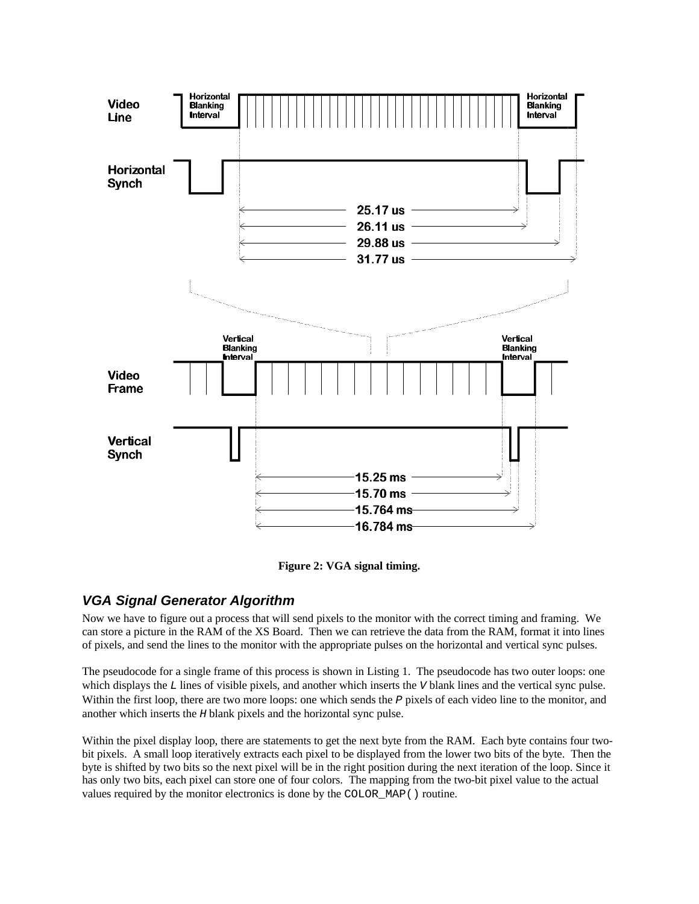**Figure 2: VGA signal timing.**

### *VGA Signal Generator Algorithm*

Now we have to figure out a process that will send pixels to the monitor with the correct timing and framing. We can store a picture in the RAM of the XS Board. Then we can retrieve the data from the RAM, format it into lines of pixels, and send the lines to the monitor with the appropriate pulses on the horizontal and vertical sync pulses.

The pseudocode for a single frame of this process is shown in Listing 1. The pseudocode has two outer loops: one which displays the `L` lines of visible pixels, and another which inserts the `V` blank lines and the vertical sync pulse. Within the first loop, there are two more loops: one which sends the `P` pixels of each video line to the monitor, and another which inserts the `H` blank pixels and the horizontal sync pulse.

Within the pixel display loop, there are statements to get the next byte from the RAM. Each byte contains four two-bit pixels. A small loop iteratively extracts each pixel to be displayed from the lower two bits of the byte. Then the byte is shifted by two bits so the next pixel will be in the right position during the next iteration of the loop. Since it has only two bits, each pixel can store one of four colors. The mapping from the two-bit pixel value to the actual values required by the monitor electronics is done by the `COLOR_MAP()` routine.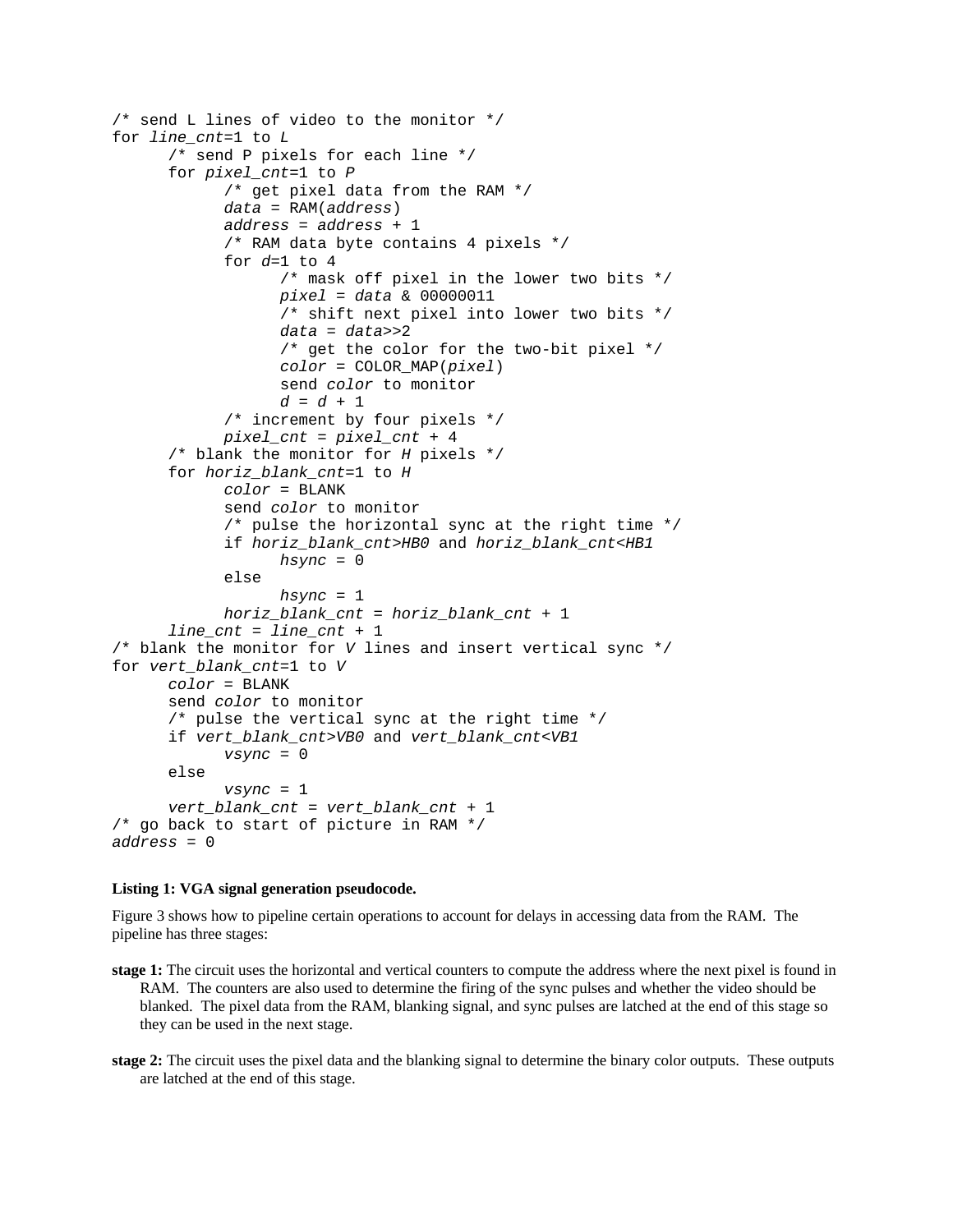```
/* send L lines of video to the monitor */
for line_cnt=1 to L
      /* send P pixels for each line */
      for pixel_cnt=1 to P
            /* get pixel data from the RAM */
            data = RAM(address)
            address = address + 1
            /* RAM data byte contains 4 pixels */
            for d=1 to 4
                  /* mask off pixel in the lower two bits */
                  pixel = data & 00000011
                  /* shift next pixel into lower two bits */
                  data = data>>2
                  /* get the color for the two-bit pixel */
                  color = COLOR_MAP(pixel)
                  send color to monitor
                  d = d + 1
            /* increment by four pixels */
            pixel_cnt = pixel_cnt + 4
      /* blank the monitor for H pixels */
      for horiz_blank_cnt=1 to H
            color = BLANK
            send color to monitor
            /* pulse the horizontal sync at the right time */
            if horiz_blank_cnt>HB0 and horiz_blank_cnt<HB1
                  hsync = 0
            else
                  hsync = 1
            horiz_blank_cnt = horiz_blank_cnt + 1
      line_cnt = line_cnt + 1
/* blank the monitor for V lines and insert vertical sync */
for vert_blank_cnt=1 to V
      color = BLANK
      send color to monitor
      /* pulse the vertical sync at the right time */
      if vert_blank_cnt>VB0 and vert_blank_cnt<VB1
            vsync = 0
      else
            vsync = 1
      vert_blank_cnt = vert_blank_cnt + 1
/* go back to start of picture in RAM */
address = 0
```

**Listing 1: VGA signal generation pseudocode.**

Figure 3 shows how to pipeline certain operations to account for delays in accessing data from the RAM. The pipeline has three stages:

**stage 1:** The circuit uses the horizontal and vertical counters to compute the address where the next pixel is found in RAM. The counters are also used to determine the firing of the sync pulses and whether the video should be blanked. The pixel data from the RAM, blanking signal, and sync pulses are latched at the end of this stage so they can be used in the next stage.

**stage 2:** The circuit uses the pixel data and the blanking signal to determine the binary color outputs. These outputs are latched at the end of this stage.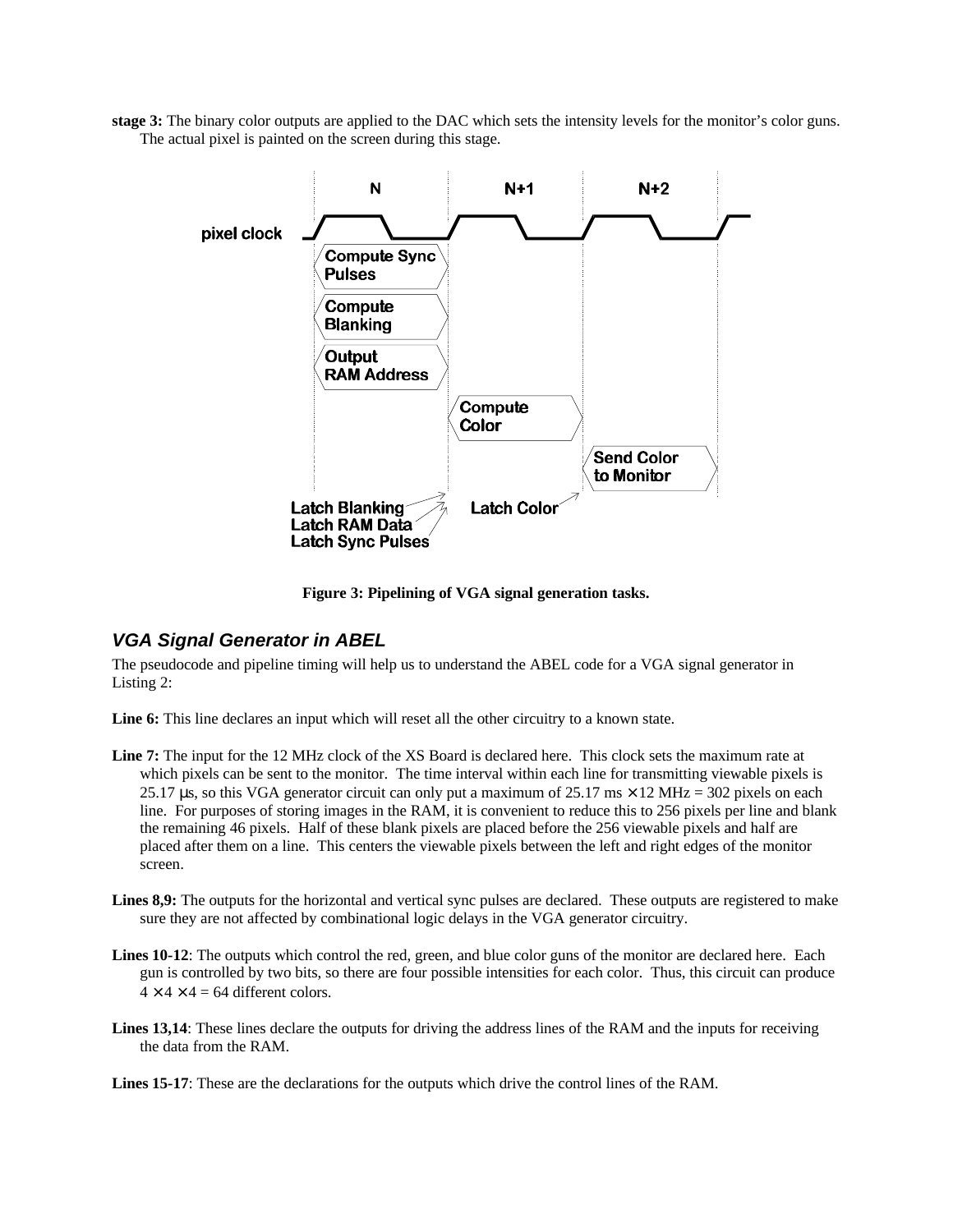**stage 3:** The binary color outputs are applied to the DAC which sets the intensity levels for the monitor's color guns. The actual pixel is painted on the screen during this stage.

**Figure 3: Pipelining of VGA signal generation tasks.**

## *VGA Signal Generator in ABEL*

The pseudocode and pipeline timing will help us to understand the ABEL code for a VGA signal generator in Listing 2:

**Line 6:** This line declares an input which will reset all the other circuitry to a known state.

**Line 7:** The input for the 12 MHz clock of the XS Board is declared here. This clock sets the maximum rate at which pixels can be sent to the monitor. The time interval within each line for transmitting viewable pixels is 25.17 µs, so this VGA generator circuit can only put a maximum of 25.17 ms × 12 MHz = 302 pixels on each line. For purposes of storing images in the RAM, it is convenient to reduce this to 256 pixels per line and blank the remaining 46 pixels. Half of these blank pixels are placed before the 256 viewable pixels and half are placed after them on a line. This centers the viewable pixels between the left and right edges of the monitor screen.

**Lines 8,9:** The outputs for the horizontal and vertical sync pulses are declared. These outputs are registered to make sure they are not affected by combinational logic delays in the VGA generator circuitry.

**Lines 10-12**: The outputs which control the red, green, and blue color guns of the monitor are declared here. Each gun is controlled by two bits, so there are four possible intensities for each color. Thus, this circuit can produce 4 × 4 × 4 = 64 different colors.

**Lines 13,14**: These lines declare the outputs for driving the address lines of the RAM and the inputs for receiving the data from the RAM.

**Lines 15-17**: These are the declarations for the outputs which drive the control lines of the RAM.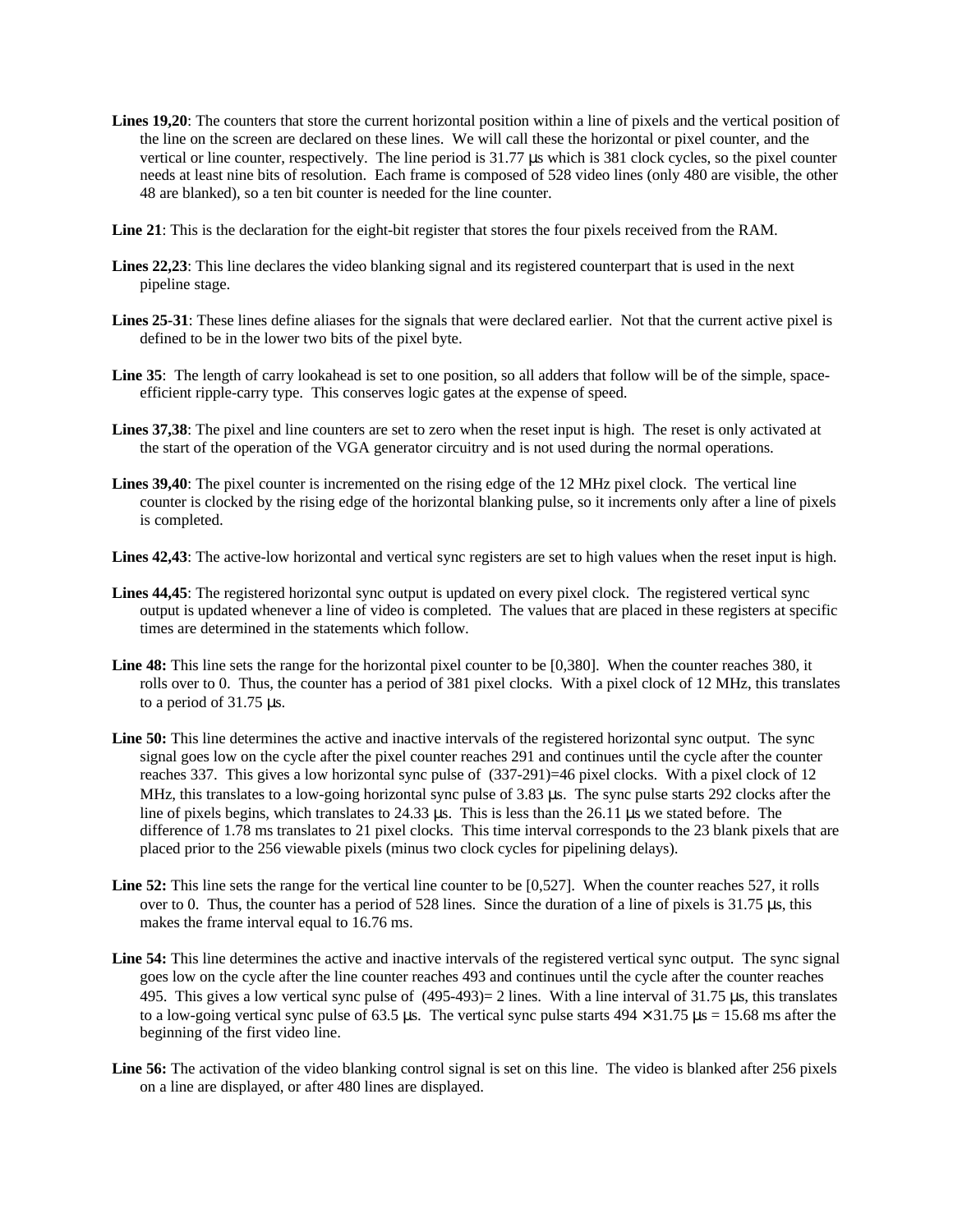**Lines 19,20**: The counters that store the current horizontal position within a line of pixels and the vertical position of the line on the screen are declared on these lines. We will call these the horizontal or pixel counter, and the vertical or line counter, respectively. The line period is 31.77 µs which is 381 clock cycles, so the pixel counter needs at least nine bits of resolution. Each frame is composed of 528 video lines (only 480 are visible, the other 48 are blanked), so a ten bit counter is needed for the line counter.

**Line 21**: This is the declaration for the eight-bit register that stores the four pixels received from the RAM.

**Lines 22,23**: This line declares the video blanking signal and its registered counterpart that is used in the next pipeline stage.

**Lines 25-31**: These lines define aliases for the signals that were declared earlier. Not that the current active pixel is defined to be in the lower two bits of the pixel byte.

**Line 35**: The length of carry lookahead is set to one position, so all adders that follow will be of the simple, space-efficient ripple-carry type. This conserves logic gates at the expense of speed.

**Lines 37,38**: The pixel and line counters are set to zero when the reset input is high. The reset is only activated at the start of the operation of the VGA generator circuitry and is not used during the normal operations.

**Lines 39,40**: The pixel counter is incremented on the rising edge of the 12 MHz pixel clock. The vertical line counter is clocked by the rising edge of the horizontal blanking pulse, so it increments only after a line of pixels is completed.

**Lines 42,43**: The active-low horizontal and vertical sync registers are set to high values when the reset input is high.

**Lines 44,45**: The registered horizontal sync output is updated on every pixel clock. The registered vertical sync output is updated whenever a line of video is completed. The values that are placed in these registers at specific times are determined in the statements which follow.

**Line 48:** This line sets the range for the horizontal pixel counter to be [0,380]. When the counter reaches 380, it rolls over to 0. Thus, the counter has a period of 381 pixel clocks. With a pixel clock of 12 MHz, this translates to a period of 31.75 µs.

**Line 50:** This line determines the active and inactive intervals of the registered horizontal sync output. The sync signal goes low on the cycle after the pixel counter reaches 291 and continues until the cycle after the counter reaches 337. This gives a low horizontal sync pulse of (337-291)=46 pixel clocks. With a pixel clock of 12 MHz, this translates to a low-going horizontal sync pulse of 3.83 µs. The sync pulse starts 292 clocks after the line of pixels begins, which translates to 24.33 µs. This is less than the 26.11 µs we stated before. The difference of 1.78 ms translates to 21 pixel clocks. This time interval corresponds to the 23 blank pixels that are placed prior to the 256 viewable pixels (minus two clock cycles for pipelining delays).

**Line 52:** This line sets the range for the vertical line counter to be [0,527]. When the counter reaches 527, it rolls over to 0. Thus, the counter has a period of 528 lines. Since the duration of a line of pixels is 31.75 µs, this makes the frame interval equal to 16.76 ms.

**Line 54:** This line determines the active and inactive intervals of the registered vertical sync output. The sync signal goes low on the cycle after the line counter reaches 493 and continues until the cycle after the counter reaches 495. This gives a low vertical sync pulse of (495-493)= 2 lines. With a line interval of 31.75 µs, this translates to a low-going vertical sync pulse of 63.5 µs. The vertical sync pulse starts $494 \times 31.75$ µs = 15.68 ms after the beginning of the first video line.

**Line 56:** The activation of the video blanking control signal is set on this line. The video is blanked after 256 pixels on a line are displayed, or after 480 lines are displayed.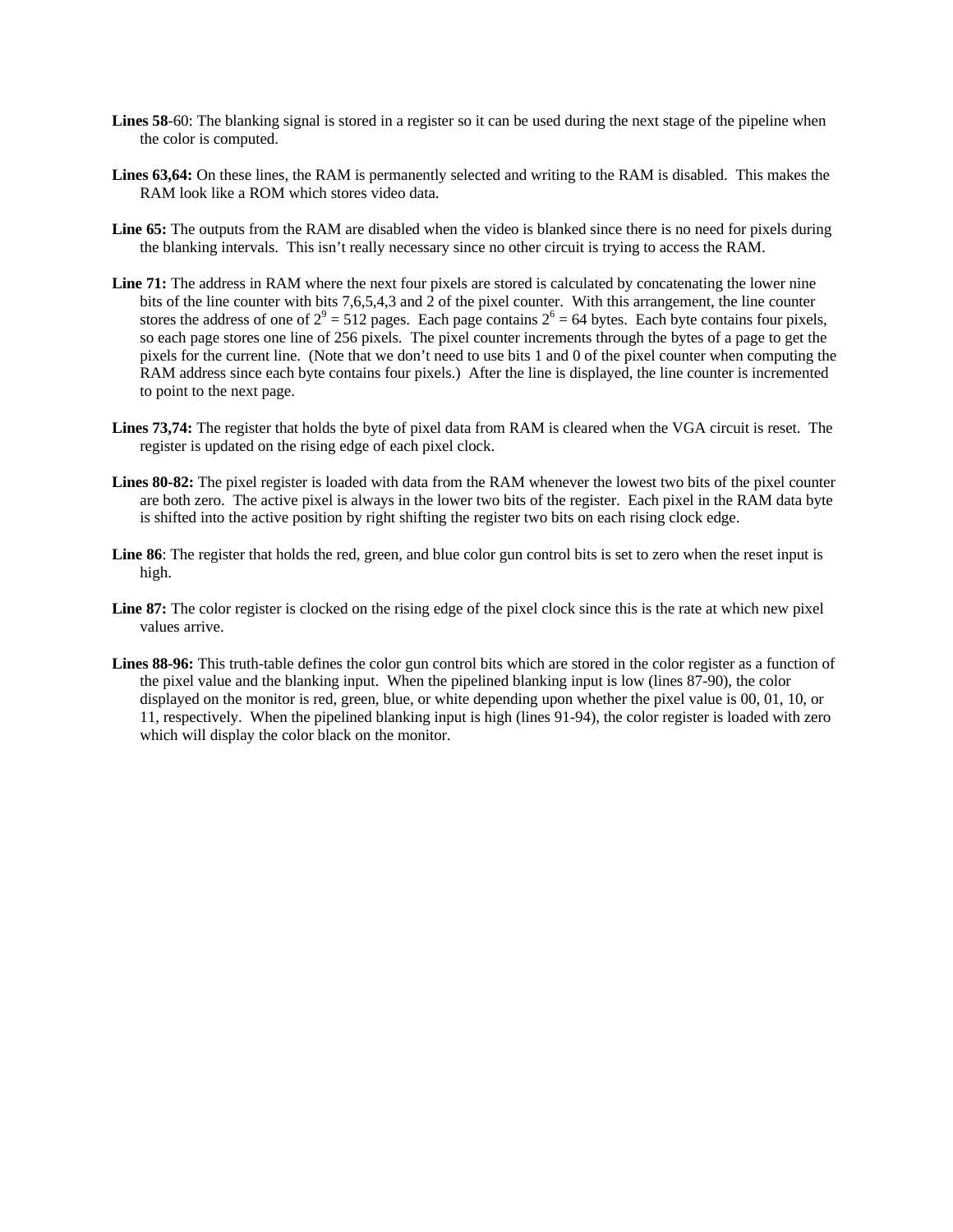**Lines 58**-60: The blanking signal is stored in a register so it can be used during the next stage of the pipeline when the color is computed.

**Lines 63,64:** On these lines, the RAM is permanently selected and writing to the RAM is disabled. This makes the RAM look like a ROM which stores video data.

**Line 65:** The outputs from the RAM are disabled when the video is blanked since there is no need for pixels during the blanking intervals. This isn't really necessary since no other circuit is trying to access the RAM.

**Line 71:** The address in RAM where the next four pixels are stored is calculated by concatenating the lower nine bits of the line counter with bits 7,6,5,4,3 and 2 of the pixel counter. With this arrangement, the line counter stores the address of one of $2^9 = 512$ pages. Each page contains $2^6 = 64$ bytes. Each byte contains four pixels, so each page stores one line of 256 pixels. The pixel counter increments through the bytes of a page to get the pixels for the current line. (Note that we don't need to use bits 1 and 0 of the pixel counter when computing the RAM address since each byte contains four pixels.) After the line is displayed, the line counter is incremented to point to the next page.

**Lines 73,74:** The register that holds the byte of pixel data from RAM is cleared when the VGA circuit is reset. The register is updated on the rising edge of each pixel clock.

**Lines 80-82:** The pixel register is loaded with data from the RAM whenever the lowest two bits of the pixel counter are both zero. The active pixel is always in the lower two bits of the register. Each pixel in the RAM data byte is shifted into the active position by right shifting the register two bits on each rising clock edge.

**Line 86**: The register that holds the red, green, and blue color gun control bits is set to zero when the reset input is high.

**Line 87:** The color register is clocked on the rising edge of the pixel clock since this is the rate at which new pixel values arrive.

**Lines 88-96:** This truth-table defines the color gun control bits which are stored in the color register as a function of the pixel value and the blanking input. When the pipelined blanking input is low (lines 87-90), the color displayed on the monitor is red, green, blue, or white depending upon whether the pixel value is 00, 01, 10, or 11, respectively. When the pipelined blanking input is high (lines 91-94), the color register is loaded with zero which will display the color black on the monitor.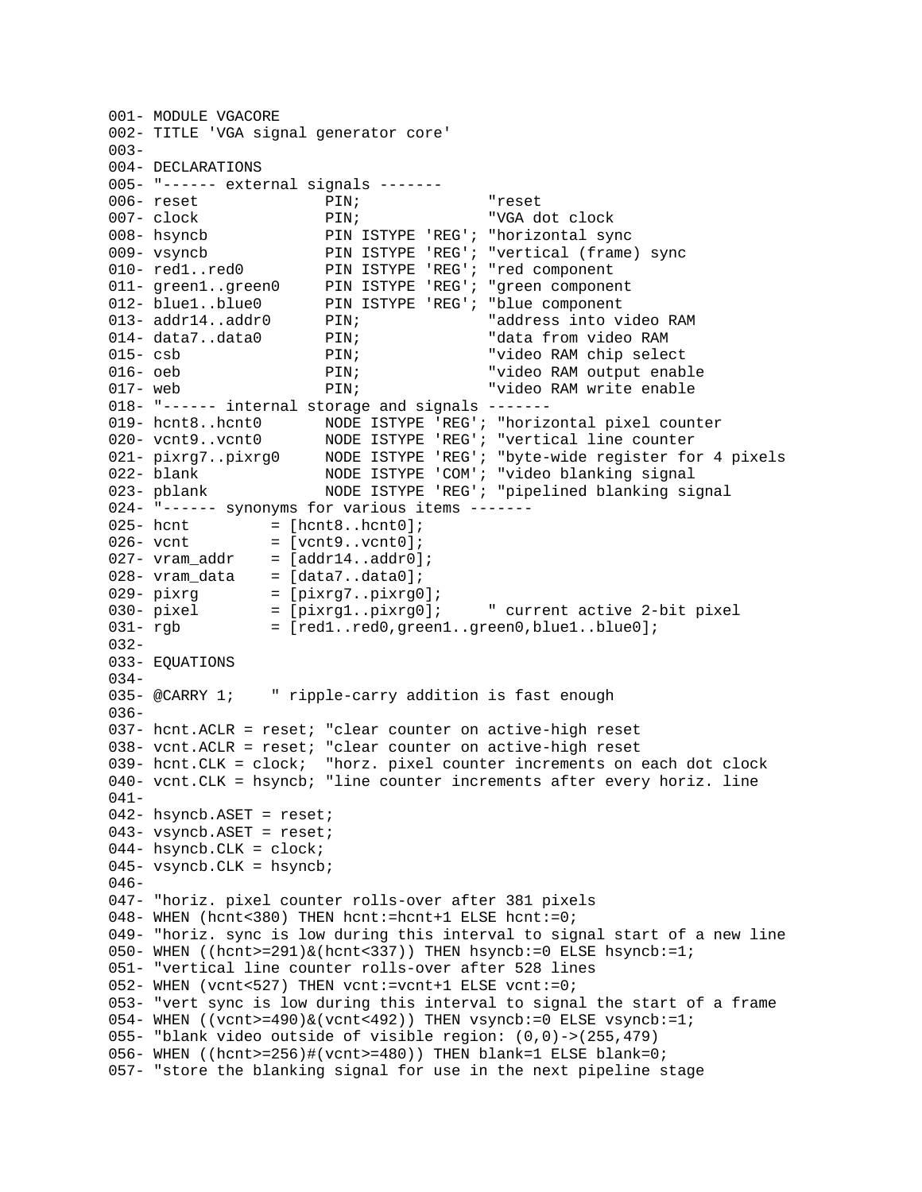```
001- MODULE VGACORE
002- TITLE 'VGA signal generator core'
003-
004- DECLARATIONS
005- "------ external signals -------
006- reset             PIN;              "reset
007- clock             PIN;              "VGA dot clock
008- hsyncb            PIN ISTYPE 'REG'; "horizontal sync
009- vsyncb            PIN ISTYPE 'REG'; "vertical (frame) sync
010- red1..red0        PIN ISTYPE 'REG'; "red component
011- green1..green0    PIN ISTYPE 'REG'; "green component
012- blue1..blue0      PIN ISTYPE 'REG'; "blue component
013- addr14..addr0     PIN;              "address into video RAM
014- data7..data0      PIN;              "data from video RAM
015- csb               PIN;              "video RAM chip select
016- oeb               PIN;              "video RAM output enable
017- web               PIN;              "video RAM write enable
018- "------ internal storage and signals -------
019- hcnt8..hcnt0       NODE ISTYPE 'REG'; "horizontal pixel counter
020- vcnt9..vcnt0       NODE ISTYPE 'REG'; "vertical line counter
021- pixrg7..pixrg0     NODE ISTYPE 'REG'; "byte-wide register for 4 pixels
022- blank              NODE ISTYPE 'COM'; "video blanking signal
023- pblank             NODE ISTYPE 'REG'; "pipelined blanking signal
024- "------ synonyms for various items -------
025- hcnt         = [hcnt8..hcnt0];
026- vcnt         = [vcnt9..vcnt0];
027- vram_addr    = [addr14..addr0];
028- vram_data    = [data7..data0];
029- pixrg        = [pixrg7..pixrg0];
030- pixel        = [pixrg1..pixrg0];     " current active 2-bit pixel
031- rgb          = [red1..red0,green1..green0,blue1..blue0];
032-
033- EQUATIONS
034-
035- @CARRY 1;    " ripple-carry addition is fast enough
036-
037- hcnt.ACLR = reset; "clear counter on active-high reset
038- vcnt.ACLR = reset; "clear counter on active-high reset
039- hcnt.CLK = clock;  "horz. pixel counter increments on each dot clock
040- vcnt.CLK = hsyncb; "line counter increments after every horiz. line
041-
042- hsyncb.ASET = reset;
043- vsyncb.ASET = reset;
044- hsyncb.CLK = clock;
045- vsyncb.CLK = hsyncb;
046-
047- "horiz. pixel counter rolls-over after 381 pixels
048- WHEN (hcnt<380) THEN hcnt:=hcnt+1 ELSE hcnt:=0;
049- "horiz. sync is low during this interval to signal start of a new line
050- WHEN ((hcnt>=291)&(hcnt<337)) THEN hsyncb:=0 ELSE hsyncb:=1;
051- "vertical line counter rolls-over after 528 lines
052- WHEN (vcnt<527) THEN vcnt:=vcnt+1 ELSE vcnt:=0;
053- "vert sync is low during this interval to signal the start of a frame
054- WHEN ((vcnt>=490)&(vcnt<492)) THEN vsyncb:=0 ELSE vsyncb:=1;
055- "blank video outside of visible region: (0,0)->(255,479)
056- WHEN ((hcnt>=256)#(vcnt>=480)) THEN blank=1 ELSE blank=0;
057- "store the blanking signal for use in the next pipeline stage
```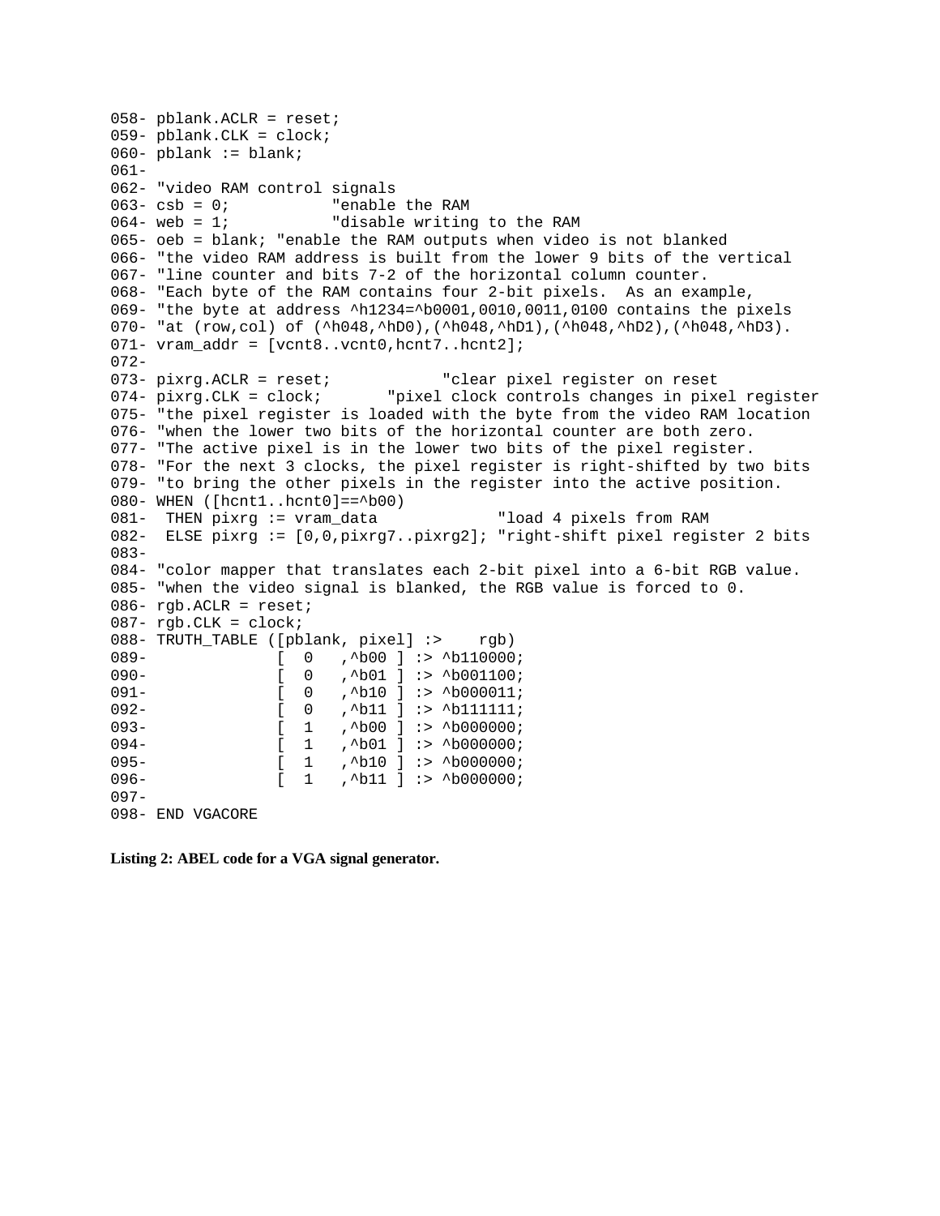```
058- pblank.ACLR = reset;
059- pblank.CLK = clock;
060- pblank := blank;
061-
062- "video RAM control signals
063- csb = 0;           "enable the RAM
064- web = 1;           "disable writing to the RAM
065- oeb = blank; "enable the RAM outputs when video is not blanked
066- "the video RAM address is built from the lower 9 bits of the vertical
067- "line counter and bits 7-2 of the horizontal column counter.
068- "Each byte of the RAM contains four 2-bit pixels.  As an example,
069- "the byte at address ^h1234=^b0001,0010,0011,0100 contains the pixels
070- "at (row,col) of (^h048,^hD0),(^h048,^hD1),(^h048,^hD2),(^h048,^hD3).
071- vram_addr = [vcnt8..vcnt0,hcnt7..hcnt2];
072-
073- pixrg.ACLR = reset;            "clear pixel register on reset
074- pixrg.CLK = clock;       "pixel clock controls changes in pixel register
075- "the pixel register is loaded with the byte from the video RAM location
076- "when the lower two bits of the horizontal counter are both zero.
077- "The active pixel is in the lower two bits of the pixel register.
078- "For the next 3 clocks, the pixel register is right-shifted by two bits
079- "to bring the other pixels in the register into the active position.
080- WHEN ([hcnt1..hcnt0]==^b00)
081-  THEN pixrg := vram_data            "load 4 pixels from RAM
082-  ELSE pixrg := [0,0,pixrg7..pixrg2]; "right-shift pixel register 2 bits
083-
084- "color mapper that translates each 2-bit pixel into a 6-bit RGB value.
085- "when the video signal is blanked, the RGB value is forced to 0.
086- rgb.ACLR = reset;
087- rgb.CLK = clock;
088- TRUTH_TABLE ([pblank, pixel] :>    rgb)
089-             [  0   ,^b00 ] :> ^b110000;
090-             [  0   ,^b01 ] :> ^b001100;
091-             [  0   ,^b10 ] :> ^b000011;
092-             [  0   ,^b11 ] :> ^b111111;
093-             [  1   ,^b00 ] :> ^b000000;
094-             [  1   ,^b01 ] :> ^b000000;
095-             [  1   ,^b10 ] :> ^b000000;
096-             [  1   ,^b11 ] :> ^b000000;
097-
098- END VGACORE
```

**Listing 2: ABEL code for a VGA signal generator.**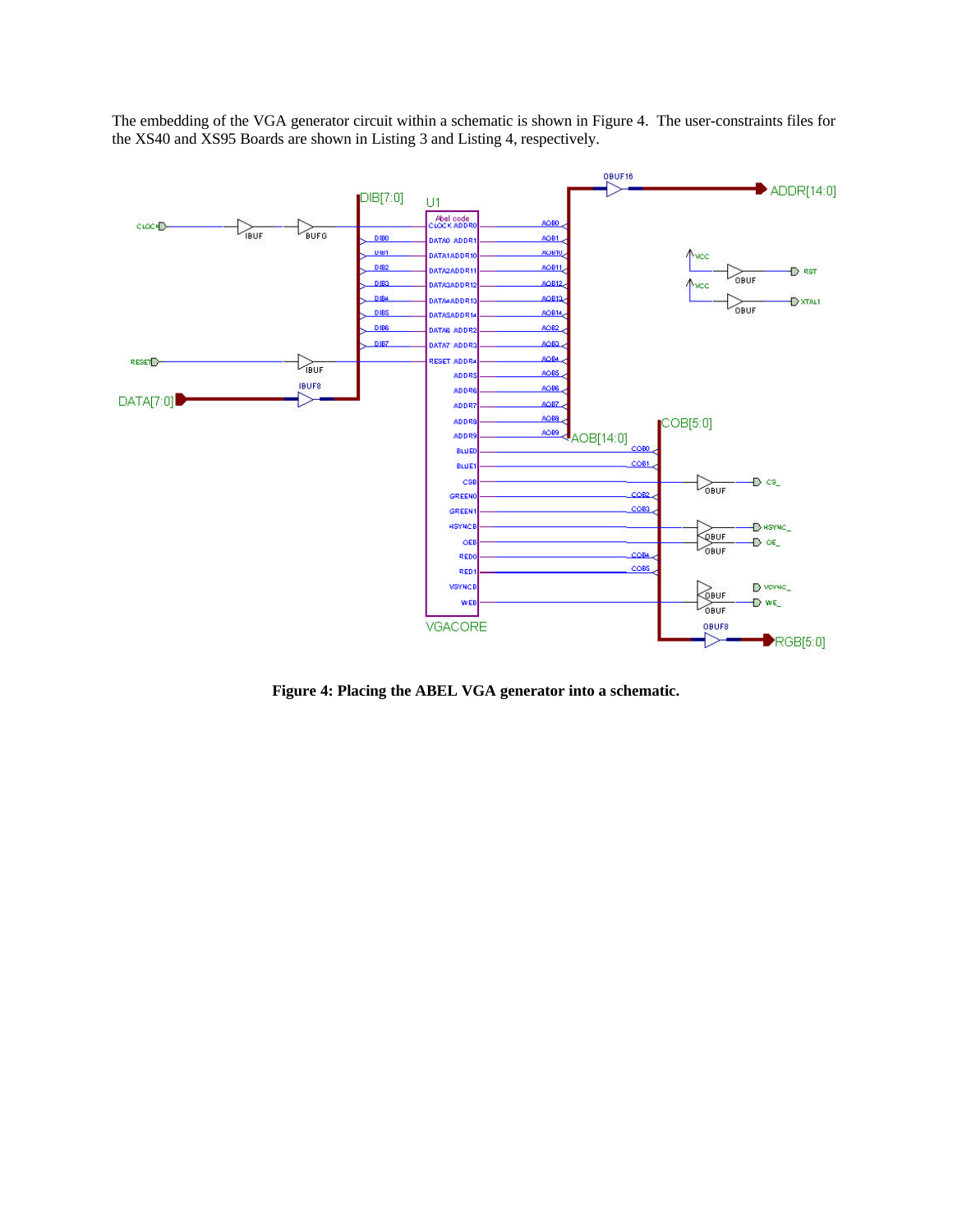The embedding of the VGA generator circuit within a schematic is shown in Figure 4. The user-constraints files for the XS40 and XS95 Boards are shown in Listing 3 and Listing 4, respectively.

**Figure 4: Placing the ABEL VGA generator into a schematic.**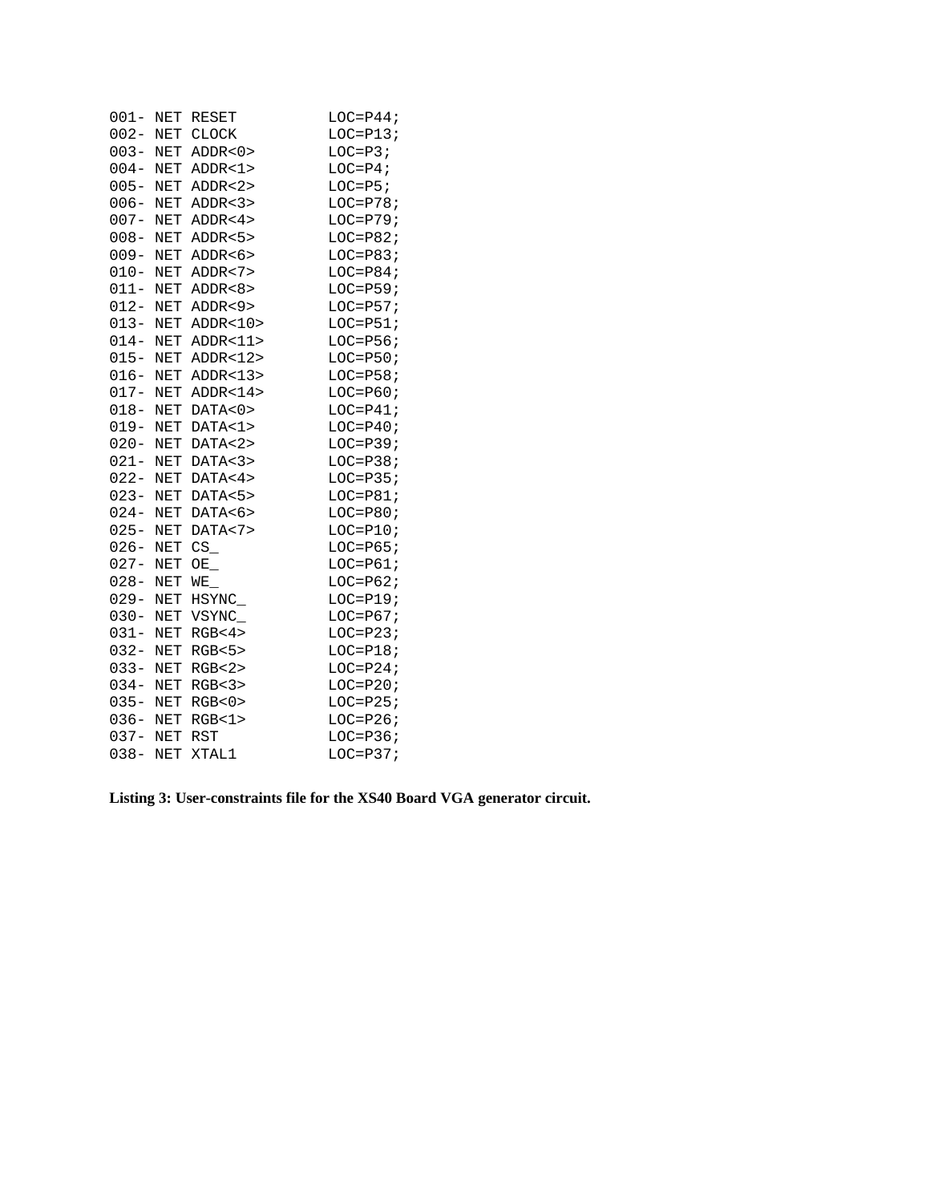```
001- NET RESET          LOC=P44;
002- NET CLOCK          LOC=P13;
003- NET ADDR<0>        LOC=P3;
004- NET ADDR<1>        LOC=P4;
005- NET ADDR<2>        LOC=P5;
006- NET ADDR<3>        LOC=P78;
007- NET ADDR<4>        LOC=P79;
008- NET ADDR<5>        LOC=P82;
009- NET ADDR<6>        LOC=P83;
010- NET ADDR<7>        LOC=P84;
011- NET ADDR<8>        LOC=P59;
012- NET ADDR<9>        LOC=P57;
013- NET ADDR<10>       LOC=P51;
014- NET ADDR<11>       LOC=P56;
015- NET ADDR<12>       LOC=P50;
016- NET ADDR<13>       LOC=P58;
017- NET ADDR<14>       LOC=P60;
018- NET DATA<0>        LOC=P41;
019- NET DATA<1>        LOC=P40;
020- NET DATA<2>        LOC=P39;
021- NET DATA<3>        LOC=P38;
022- NET DATA<4>        LOC=P35;
023- NET DATA<5>        LOC=P81;
024- NET DATA<6>        LOC=P80;
025- NET DATA<7>        LOC=P10;
026- NET CS_            LOC=P65;
027- NET OE_            LOC=P61;
028- NET WE_            LOC=P62;
029- NET HSYNC_         LOC=P19;
030- NET VSYNC_         LOC=P67;
031- NET RGB<4>         LOC=P23;
032- NET RGB<5>         LOC=P18;
033- NET RGB<2>         LOC=P24;
034- NET RGB<3>         LOC=P20;
035- NET RGB<0>         LOC=P25;
036- NET RGB<1>         LOC=P26;
037- NET RST            LOC=P36;
038- NET XTAL1          LOC=P37;
```

**Listing 3: User-constraints file for the XS40 Board VGA generator circuit.**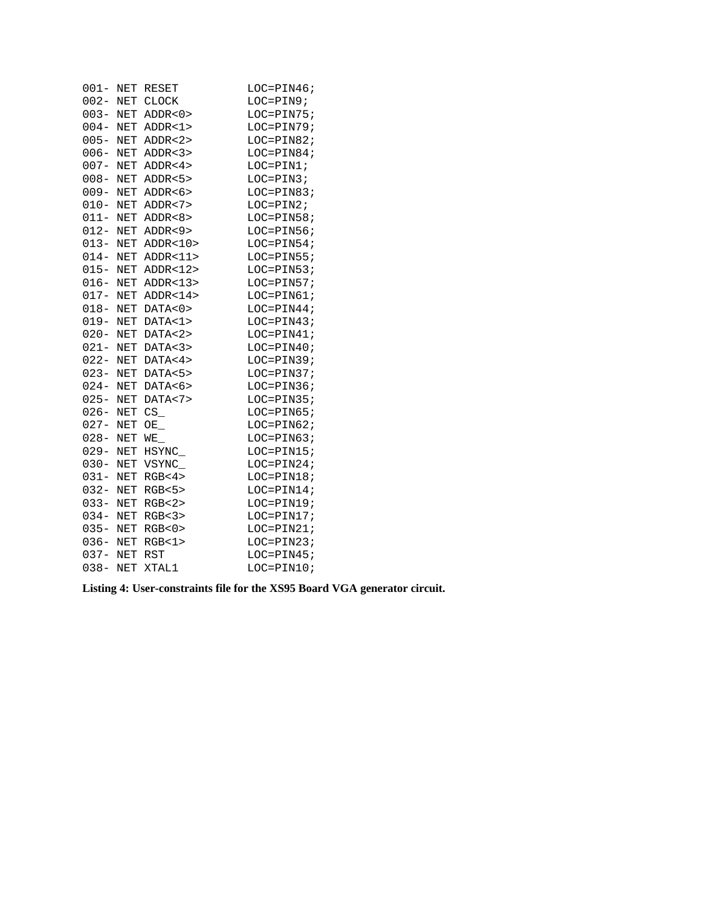```
001- NET RESET          LOC=PIN46;
002- NET CLOCK          LOC=PIN9;
003- NET ADDR<0>        LOC=PIN75;
004- NET ADDR<1>        LOC=PIN79;
005- NET ADDR<2>        LOC=PIN82;
006- NET ADDR<3>        LOC=PIN84;
007- NET ADDR<4>        LOC=PIN1;
008- NET ADDR<5>        LOC=PIN3;
009- NET ADDR<6>        LOC=PIN83;
010- NET ADDR<7>        LOC=PIN2;
011- NET ADDR<8>        LOC=PIN58;
012- NET ADDR<9>        LOC=PIN56;
013- NET ADDR<10>       LOC=PIN54;
014- NET ADDR<11>       LOC=PIN55;
015- NET ADDR<12>       LOC=PIN53;
016- NET ADDR<13>       LOC=PIN57;
017- NET ADDR<14>       LOC=PIN61;
018- NET DATA<0>        LOC=PIN44;
019- NET DATA<1>        LOC=PIN43;
020- NET DATA<2>        LOC=PIN41;
021- NET DATA<3>        LOC=PIN40;
022- NET DATA<4>        LOC=PIN39;
023- NET DATA<5>        LOC=PIN37;
024- NET DATA<6>        LOC=PIN36;
025- NET DATA<7>        LOC=PIN35;
026- NET CS_            LOC=PIN65;
027- NET OE_            LOC=PIN62;
028- NET WE_            LOC=PIN63;
029- NET HSYNC_         LOC=PIN15;
030- NET VSYNC_         LOC=PIN24;
031- NET RGB<4>         LOC=PIN18;
032- NET RGB<5>         LOC=PIN14;
033- NET RGB<2>         LOC=PIN19;
034- NET RGB<3>         LOC=PIN17;
035- NET RGB<0>         LOC=PIN21;
036- NET RGB<1>         LOC=PIN23;
037- NET RST            LOC=PIN45;
038- NET XTAL1          LOC=PIN10;
```

**Listing 4: User-constraints file for the XS95 Board VGA generator circuit.**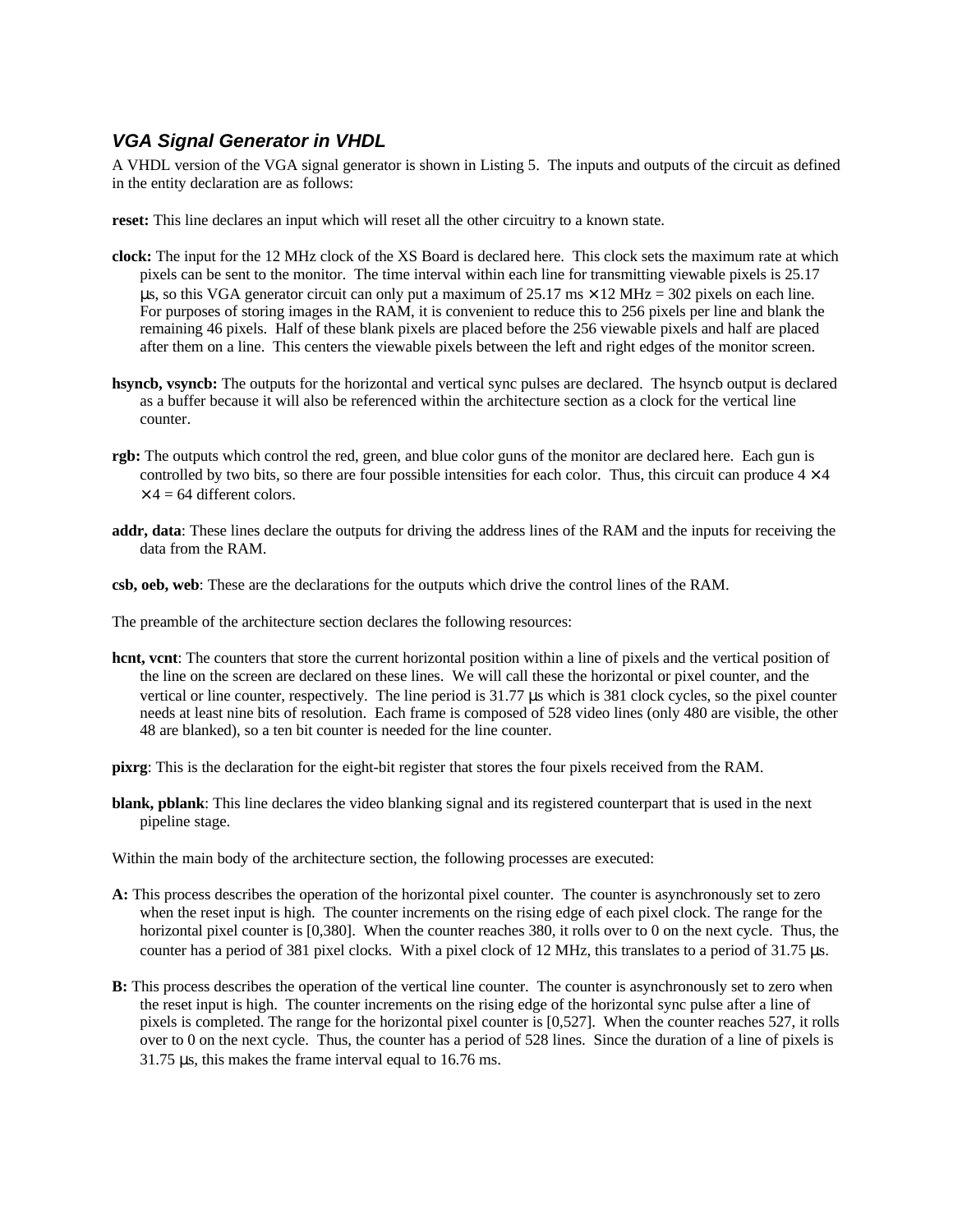### *VGA Signal Generator in VHDL*

A VHDL version of the VGA signal generator is shown in Listing 5. The inputs and outputs of the circuit as defined in the entity declaration are as follows:

**reset:** This line declares an input which will reset all the other circuitry to a known state.

**clock:** The input for the 12 MHz clock of the XS Board is declared here. This clock sets the maximum rate at which pixels can be sent to the monitor. The time interval within each line for transmitting viewable pixels is 25.17 µs, so this VGA generator circuit can only put a maximum of 25.17 ms × 12 MHz = 302 pixels on each line. For purposes of storing images in the RAM, it is convenient to reduce this to 256 pixels per line and blank the remaining 46 pixels. Half of these blank pixels are placed before the 256 viewable pixels and half are placed after them on a line. This centers the viewable pixels between the left and right edges of the monitor screen.

**hsyncb, vsyncb:** The outputs for the horizontal and vertical sync pulses are declared. The hsyncb output is declared as a buffer because it will also be referenced within the architecture section as a clock for the vertical line counter.

**rgb:** The outputs which control the red, green, and blue color guns of the monitor are declared here. Each gun is controlled by two bits, so there are four possible intensities for each color. Thus, this circuit can produce 4 × 4 × 4 = 64 different colors.

**addr, data**: These lines declare the outputs for driving the address lines of the RAM and the inputs for receiving the data from the RAM.

**csb, oeb, web**: These are the declarations for the outputs which drive the control lines of the RAM.

The preamble of the architecture section declares the following resources:

**hcnt, vcnt**: The counters that store the current horizontal position within a line of pixels and the vertical position of the line on the screen are declared on these lines. We will call these the horizontal or pixel counter, and the vertical or line counter, respectively. The line period is 31.77 µs which is 381 clock cycles, so the pixel counter needs at least nine bits of resolution. Each frame is composed of 528 video lines (only 480 are visible, the other 48 are blanked), so a ten bit counter is needed for the line counter.

**pixrg**: This is the declaration for the eight-bit register that stores the four pixels received from the RAM.

**blank, pblank**: This line declares the video blanking signal and its registered counterpart that is used in the next pipeline stage.

Within the main body of the architecture section, the following processes are executed:

**A:** This process describes the operation of the horizontal pixel counter. The counter is asynchronously set to zero when the reset input is high. The counter increments on the rising edge of each pixel clock. The range for the horizontal pixel counter is [0,380]. When the counter reaches 380, it rolls over to 0 on the next cycle. Thus, the counter has a period of 381 pixel clocks. With a pixel clock of 12 MHz, this translates to a period of 31.75 µs.

**B:** This process describes the operation of the vertical line counter. The counter is asynchronously set to zero when the reset input is high. The counter increments on the rising edge of the horizontal sync pulse after a line of pixels is completed. The range for the horizontal pixel counter is [0,527]. When the counter reaches 527, it rolls over to 0 on the next cycle. Thus, the counter has a period of 528 lines. Since the duration of a line of pixels is 31.75 µs, this makes the frame interval equal to 16.76 ms.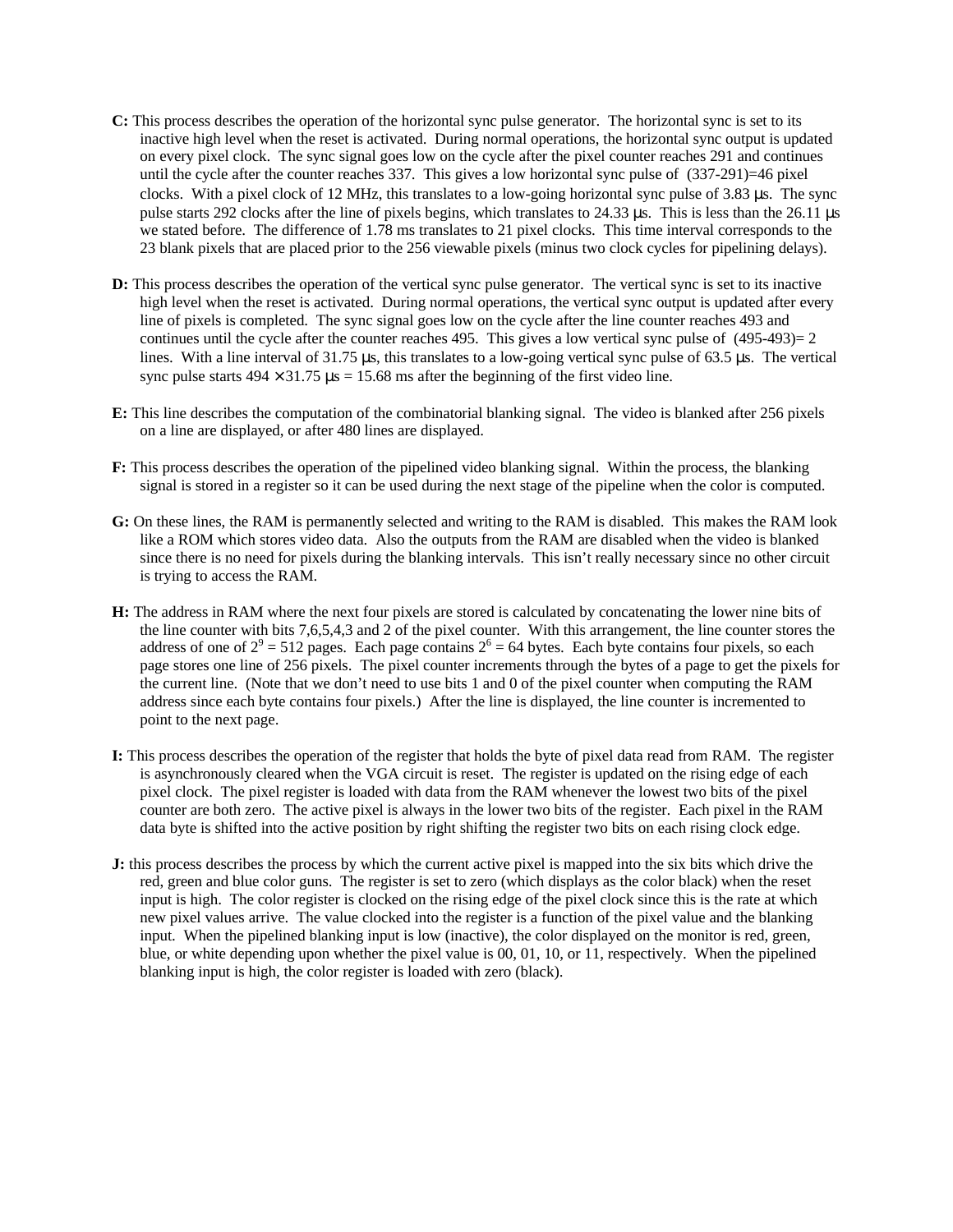**C:** This process describes the operation of the horizontal sync pulse generator. The horizontal sync is set to its inactive high level when the reset is activated. During normal operations, the horizontal sync output is updated on every pixel clock. The sync signal goes low on the cycle after the pixel counter reaches 291 and continues until the cycle after the counter reaches 337. This gives a low horizontal sync pulse of (337-291)=46 pixel clocks. With a pixel clock of 12 MHz, this translates to a low-going horizontal sync pulse of 3.83 µs. The sync pulse starts 292 clocks after the line of pixels begins, which translates to 24.33 µs. This is less than the 26.11 µs we stated before. The difference of 1.78 ms translates to 21 pixel clocks. This time interval corresponds to the 23 blank pixels that are placed prior to the 256 viewable pixels (minus two clock cycles for pipelining delays).

**D:** This process describes the operation of the vertical sync pulse generator. The vertical sync is set to its inactive high level when the reset is activated. During normal operations, the vertical sync output is updated after every line of pixels is completed. The sync signal goes low on the cycle after the line counter reaches 493 and continues until the cycle after the counter reaches 495. This gives a low vertical sync pulse of (495-493)= 2 lines. With a line interval of 31.75 µs, this translates to a low-going vertical sync pulse of 63.5 µs. The vertical sync pulse starts $494 \times 31.75$ µs = 15.68 ms after the beginning of the first video line.

**E:** This line describes the computation of the combinatorial blanking signal. The video is blanked after 256 pixels on a line are displayed, or after 480 lines are displayed.

**F:** This process describes the operation of the pipelined video blanking signal. Within the process, the blanking signal is stored in a register so it can be used during the next stage of the pipeline when the color is computed.

**G:** On these lines, the RAM is permanently selected and writing to the RAM is disabled. This makes the RAM look like a ROM which stores video data. Also the outputs from the RAM are disabled when the video is blanked since there is no need for pixels during the blanking intervals. This isn't really necessary since no other circuit is trying to access the RAM.

**H:** The address in RAM where the next four pixels are stored is calculated by concatenating the lower nine bits of the line counter with bits 7,6,5,4,3 and 2 of the pixel counter. With this arrangement, the line counter stores the address of one of $2^9 = 512$ pages. Each page contains $2^6 = 64$ bytes. Each byte contains four pixels, so each page stores one line of 256 pixels. The pixel counter increments through the bytes of a page to get the pixels for the current line. (Note that we don't need to use bits 1 and 0 of the pixel counter when computing the RAM address since each byte contains four pixels.) After the line is displayed, the line counter is incremented to point to the next page.

**I:** This process describes the operation of the register that holds the byte of pixel data read from RAM. The register is asynchronously cleared when the VGA circuit is reset. The register is updated on the rising edge of each pixel clock. The pixel register is loaded with data from the RAM whenever the lowest two bits of the pixel counter are both zero. The active pixel is always in the lower two bits of the register. Each pixel in the RAM data byte is shifted into the active position by right shifting the register two bits on each rising clock edge.

**J:** this process describes the process by which the current active pixel is mapped into the six bits which drive the red, green and blue color guns. The register is set to zero (which displays as the color black) when the reset input is high. The color register is clocked on the rising edge of the pixel clock since this is the rate at which new pixel values arrive. The value clocked into the register is a function of the pixel value and the blanking input. When the pipelined blanking input is low (inactive), the color displayed on the monitor is red, green, blue, or white depending upon whether the pixel value is 00, 01, 10, or 11, respectively. When the pipelined blanking input is high, the color register is loaded with zero (black).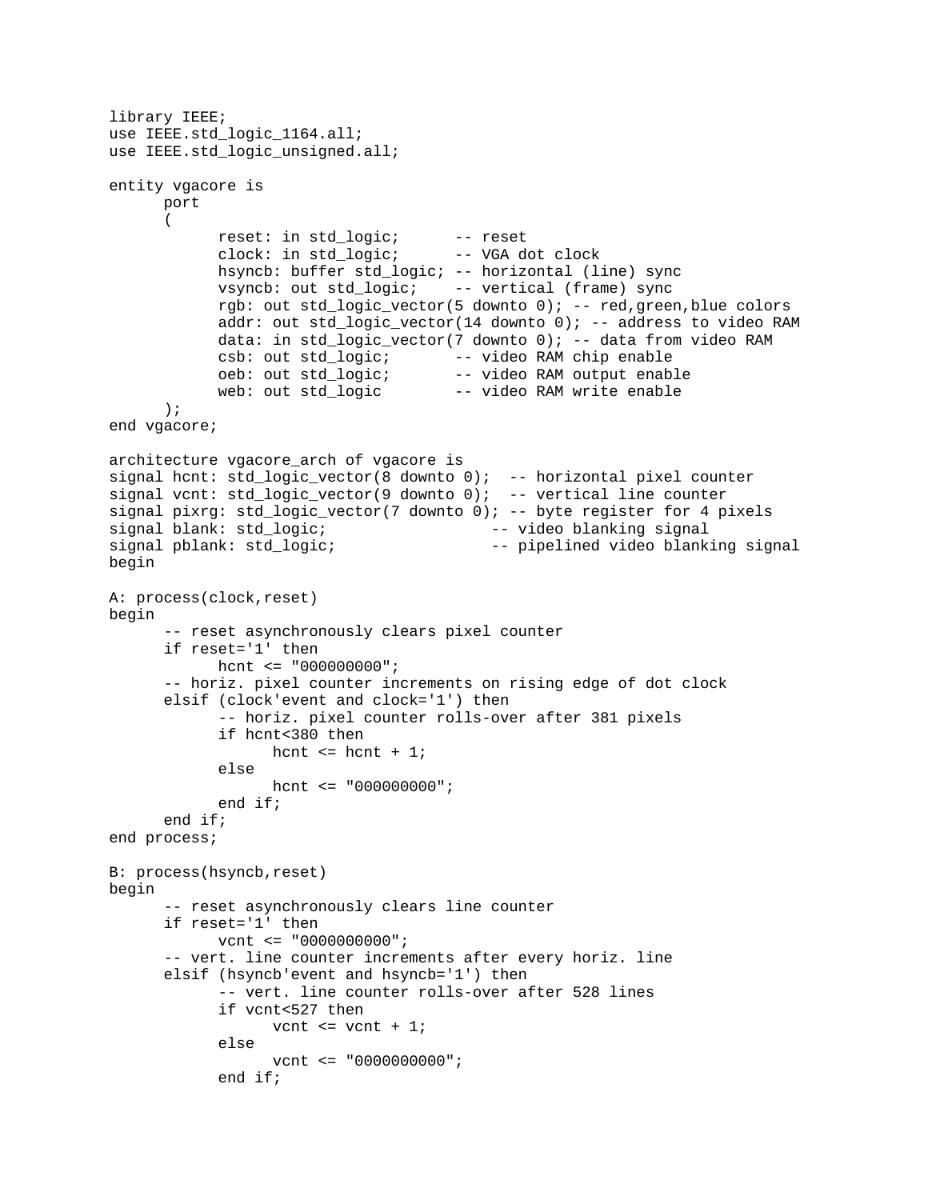```
library IEEE;
use IEEE.std_logic_1164.all;
use IEEE.std_logic_unsigned.all;

entity vgacore is
      port
      (
            reset: in std_logic;      -- reset
            clock: in std_logic;      -- VGA dot clock
            hsyncb: buffer std_logic; -- horizontal (line) sync
            vsyncb: out std_logic;    -- vertical (frame) sync
            rgb: out std_logic_vector(5 downto 0); -- red,green,blue colors
            addr: out std_logic_vector(14 downto 0); -- address to video RAM
            data: in std_logic_vector(7 downto 0); -- data from video RAM
            csb: out std_logic;       -- video RAM chip enable
            oeb: out std_logic;       -- video RAM output enable
            web: out std_logic        -- video RAM write enable
      );
end vgacore;

architecture vgacore_arch of vgacore is
signal hcnt: std_logic_vector(8 downto 0);  -- horizontal pixel counter
signal vcnt: std_logic_vector(9 downto 0);  -- vertical line counter
signal pixrg: std_logic_vector(7 downto 0); -- byte register for 4 pixels
signal blank: std_logic;                  -- video blanking signal
signal pblank: std_logic;                 -- pipelined video blanking signal
begin

A: process(clock,reset)
begin
      -- reset asynchronously clears pixel counter
      if reset='1' then
            hcnt <= "000000000";
      -- horiz. pixel counter increments on rising edge of dot clock
      elsif (clock'event and clock='1') then
            -- horiz. pixel counter rolls-over after 381 pixels
            if hcnt<380 then
                  hcnt <= hcnt + 1;
            else
                  hcnt <= "000000000";
            end if;
      end if;
end process;

B: process(hsyncb,reset)
begin
      -- reset asynchronously clears line counter
      if reset='1' then
            vcnt <= "0000000000";
      -- vert. line counter increments after every horiz. line
      elsif (hsyncb'event and hsyncb='1') then
            -- vert. line counter rolls-over after 528 lines
            if vcnt<527 then
                  vcnt <= vcnt + 1;
            else
                  vcnt <= "0000000000";
            end if;
```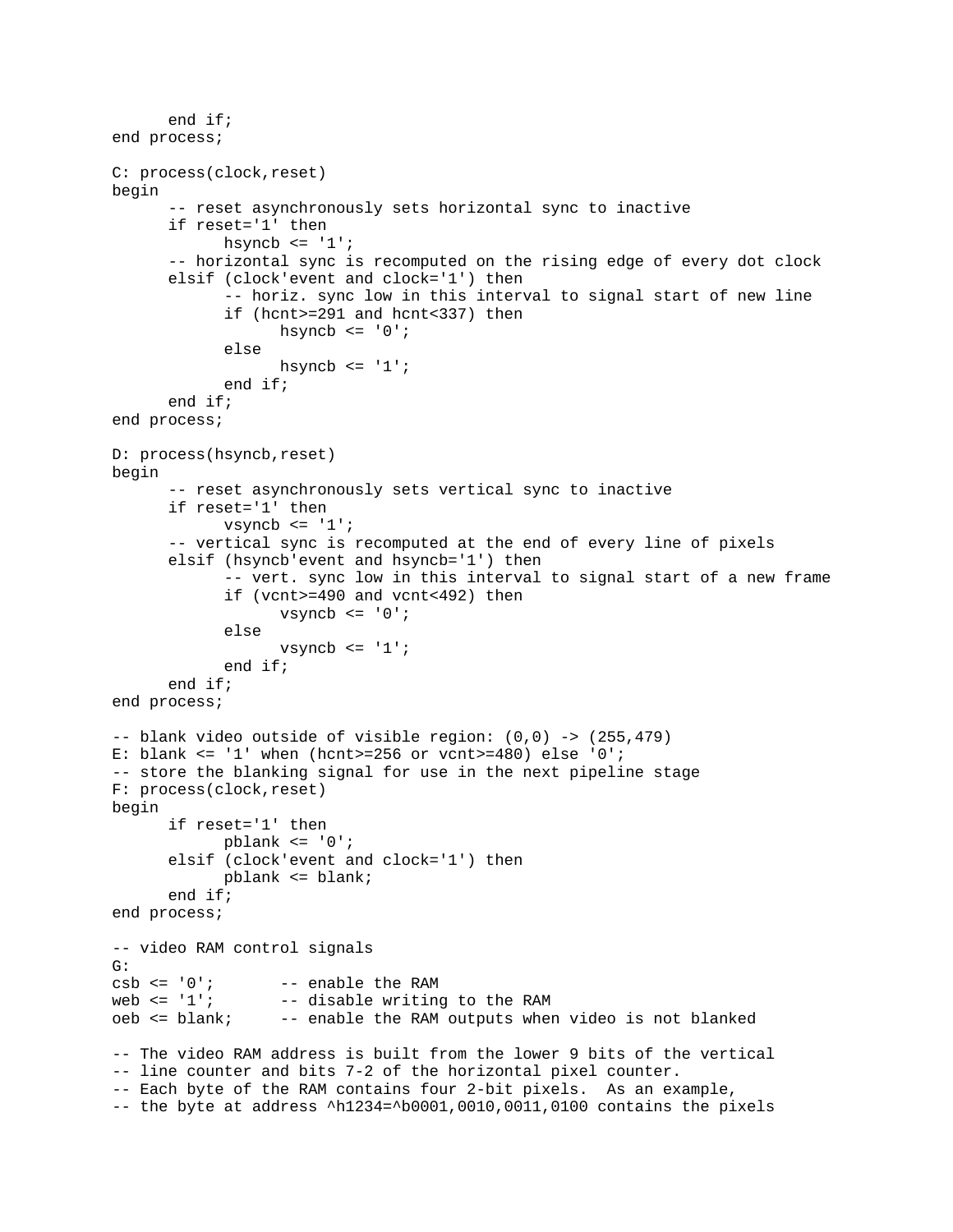```
      end if;
end process;

C: process(clock,reset)
begin
      -- reset asynchronously sets horizontal sync to inactive
      if reset='1' then
            hsyncb <= '1';
      -- horizontal sync is recomputed on the rising edge of every dot clock
      elsif (clock'event and clock='1') then
            -- horiz. sync low in this interval to signal start of new line
            if (hcnt>=291 and hcnt<337) then
                  hsyncb <= '0';
            else
                  hsyncb <= '1';
            end if;
      end if;
end process;

D: process(hsyncb,reset)
begin
      -- reset asynchronously sets vertical sync to inactive
      if reset='1' then
            vsyncb <= '1';
      -- vertical sync is recomputed at the end of every line of pixels
      elsif (hsyncb'event and hsyncb='1') then
            -- vert. sync low in this interval to signal start of a new frame
            if (vcnt>=490 and vcnt<492) then
                  vsyncb <= '0';
            else
                  vsyncb <= '1';
            end if;
      end if;
end process;

-- blank video outside of visible region: (0,0) -> (255,479)
E: blank <= '1' when (hcnt>=256 or vcnt>=480) else '0';
-- store the blanking signal for use in the next pipeline stage
F: process(clock,reset)
begin
      if reset='1' then
            pblank <= '0';
      elsif (clock'event and clock='1') then
            pblank <= blank;
      end if;
end process;

-- video RAM control signals
G:
csb <= '0';       -- enable the RAM
web <= '1';       -- disable writing to the RAM
oeb <= blank;     -- enable the RAM outputs when video is not blanked

-- The video RAM address is built from the lower 9 bits of the vertical
-- line counter and bits 7-2 of the horizontal pixel counter.
-- Each byte of the RAM contains four 2-bit pixels.  As an example,
-- the byte at address ^h1234=^b0001,0010,0011,0100 contains the pixels
```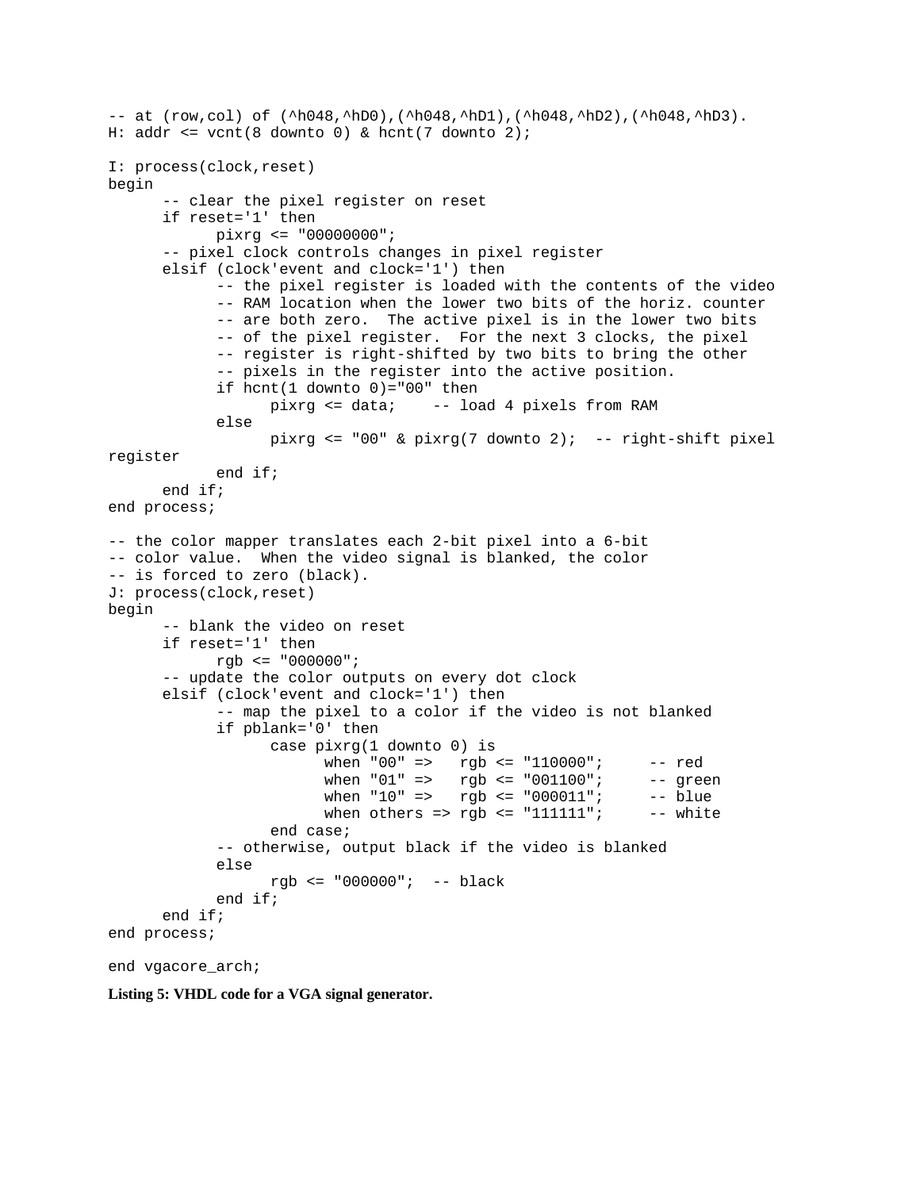```
-- at (row,col) of (^h048,^hD0),(^h048,^hD1),(^h048,^hD2),(^h048,^hD3).
H: addr <= vcnt(8 downto 0) & hcnt(7 downto 2);

I: process(clock,reset)
begin
      -- clear the pixel register on reset
      if reset='1' then
            pixrg <= "00000000";
      -- pixel clock controls changes in pixel register
      elsif (clock'event and clock='1') then
            -- the pixel register is loaded with the contents of the video
            -- RAM location when the lower two bits of the horiz. counter
            -- are both zero.  The active pixel is in the lower two bits
            -- of the pixel register.  For the next 3 clocks, the pixel
            -- register is right-shifted by two bits to bring the other
            -- pixels in the register into the active position.
            if hcnt(1 downto 0)="00" then
                  pixrg <= data;    -- load 4 pixels from RAM
            else
                  pixrg <= "00" & pixrg(7 downto 2);  -- right-shift pixel
register
            end if;
      end if;
end process;

-- the color mapper translates each 2-bit pixel into a 6-bit
-- color value.  When the video signal is blanked, the color
-- is forced to zero (black).
J: process(clock,reset)
begin
      -- blank the video on reset
      if reset='1' then
            rgb <= "000000";
      -- update the color outputs on every dot clock
      elsif (clock'event and clock='1') then
            -- map the pixel to a color if the video is not blanked
            if pblank='0' then
                  case pixrg(1 downto 0) is
                        when "00" =>   rgb <= "110000";     -- red
                        when "01" =>   rgb <= "001100";     -- green
                        when "10" =>   rgb <= "000011";     -- blue
                        when others => rgb <= "111111";     -- white
                  end case;
            -- otherwise, output black if the video is blanked
            else
                  rgb <= "000000";  -- black
            end if;
      end if;
end process;

end vgacore_arch;
```

**Listing 5: VHDL code for a VGA signal generator.**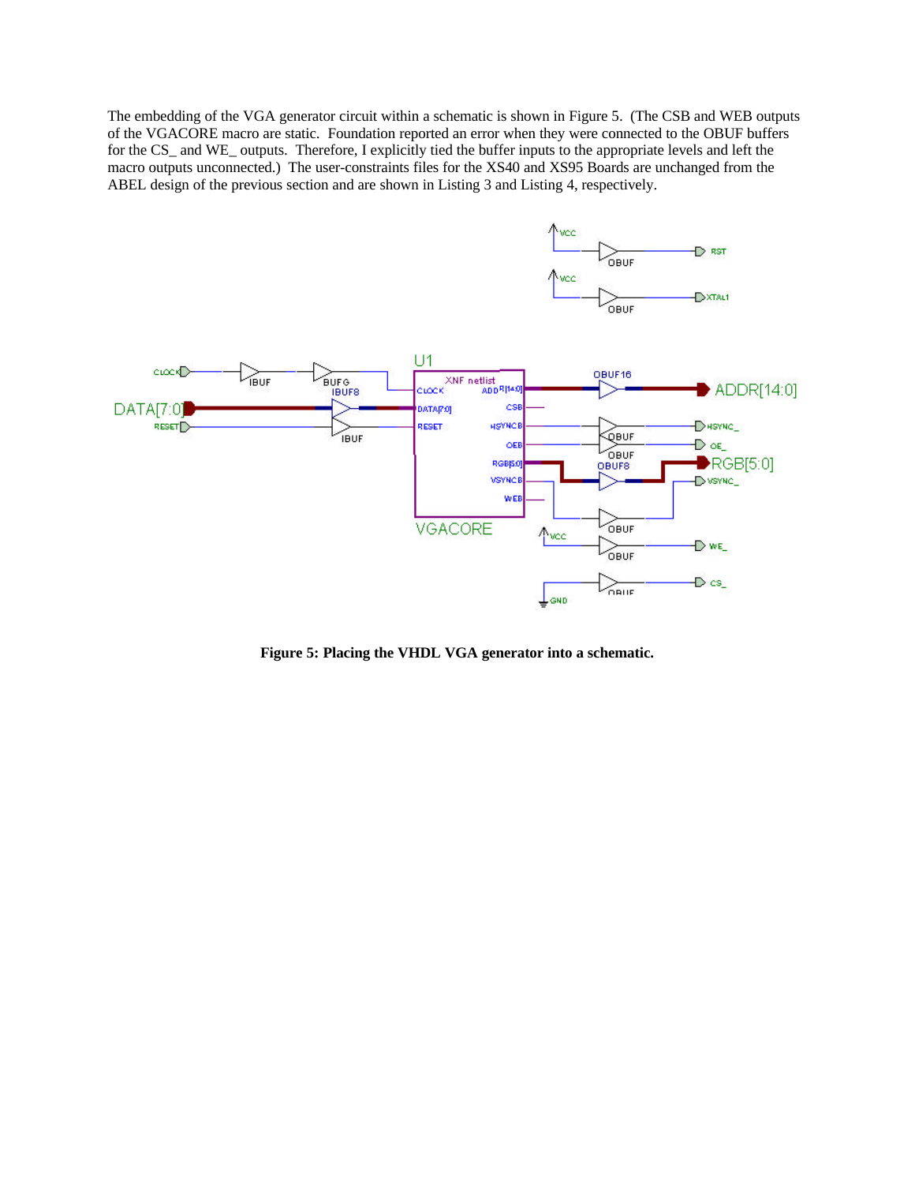The embedding of the VGA generator circuit within a schematic is shown in Figure 5. (The CSB and WEB outputs of the VGACORE macro are static. Foundation reported an error when they were connected to the OBUF buffers for the CS_ and WE_ outputs. Therefore, I explicitly tied the buffer inputs to the appropriate levels and left the macro outputs unconnected.) The user-constraints files for the XS40 and XS95 Boards are unchanged from the ABEL design of the previous section and are shown in Listing 3 and Listing 4, respectively.

VCC
OBUF
RST
VCC
OBUF
XTAL1
U1
XNF netlist
CLOCK
IBUF
BUFG
IBUF8
CLOCK
ADDR[14:0]
OBUF16
ADDR[14:0]
DATA[7:0]
DATA[7:0]
CSB
RESET
RESET
HSYNCB
OBUF
HSYNC_
IBUF
OEB
OBUF
OE_
RGB[5:0]
OBUF8
RGB[5:0]
VSYNCB
VSYNC_
WEB
VGACORE
OBUF
VCC
OBUF
WE_
OBUF
CS_
GND

**Figure 5: Placing the VHDL VGA generator into a schematic.**